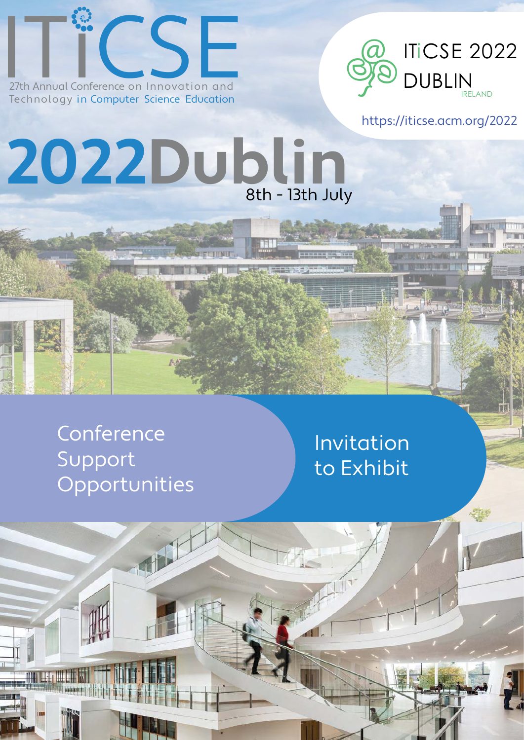# ITiCSE

27th Annual Conference on Innovation and Technology in Computer Science Education

ITiCSE 2022 DUBLIN IRELAND

https://iticse.acm.org/2022

# 2022Dublin

8th - 13th July

## Conference Support Opportunities

## Invitation to Exhibit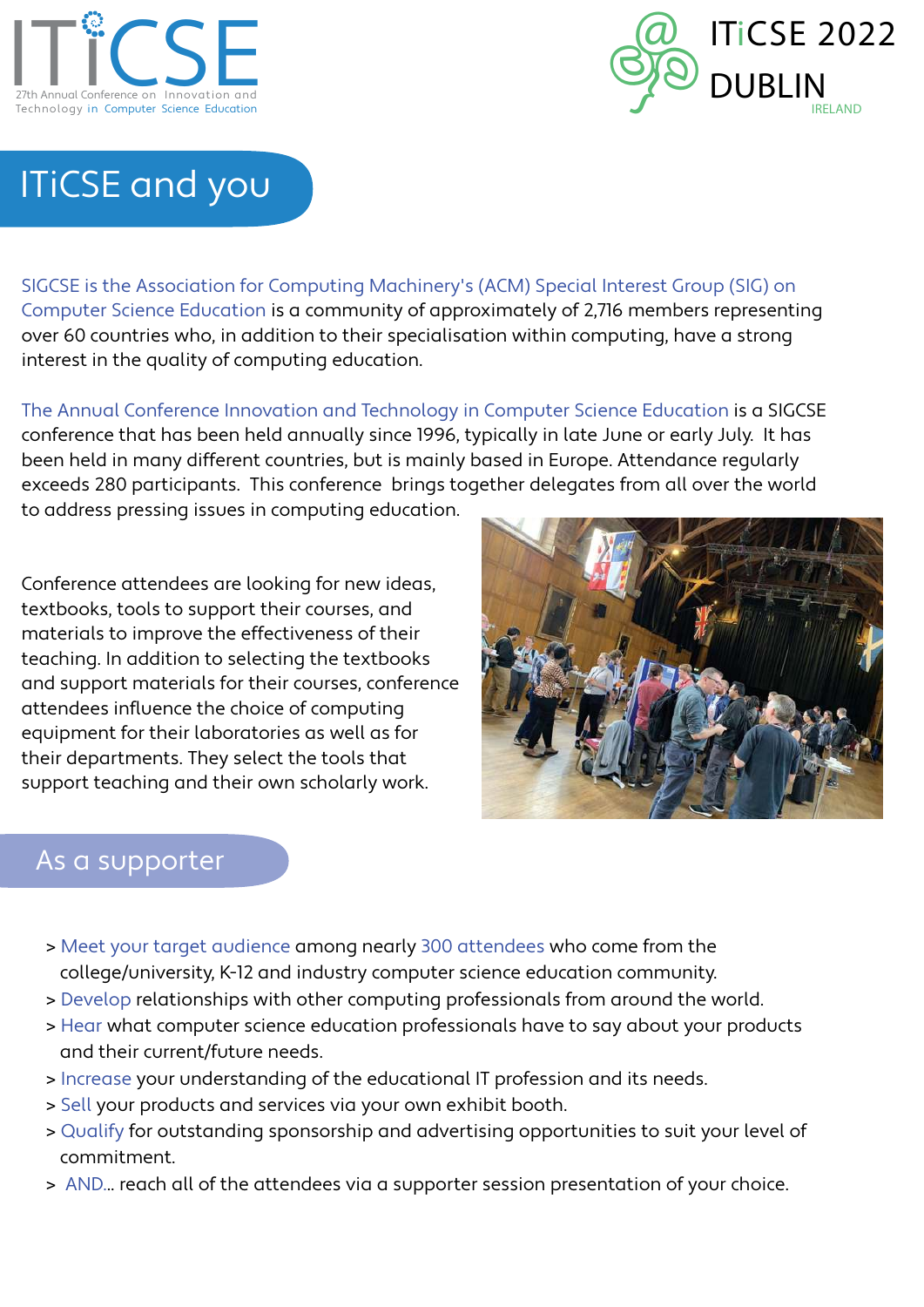# ITiCSE and you

SIGCSE is the Association for Computing Machinery's (ACM) Special Interest Group (SIG) on Computer Science Education is a community of approximately of 2,716 members representing over 60 countries who, in addition to their specialisation within computing, have a strong interest in the quality of computing education.

The Annual Conference Innovation and Technology in Computer Science Education is a SIGCSE conference that has been held annually since 1996, typically in late June or early July. It has been held in many different countries, but is mainly based in Europe. Attendance regularly exceeds 280 participants. This conference brings together delegates from all over the world to address pressing issues in computing education.

Conference attendees are looking for new ideas, textbooks, tools to support their courses, and materials to improve the effectiveness of their teaching. In addition to selecting the textbooks and support materials for their courses, conference attendees influence the choice of computing equipment for their laboratories as well as for their departments. They select the tools that support teaching and their own scholarly work.

## As a supporter

- > Meet your target audience among nearly 300 attendees who come from the college/university, K-12 and industry computer science education community.
- > Develop relationships with other computing professionals from around the world.
- > Hear what computer science education professionals have to say about your products and their current/future needs.
- > Increase your understanding of the educational IT profession and its needs.
- > Sell your products and services via your own exhibit booth.
- > Qualify for outstanding sponsorship and advertising opportunities to suit your level of commitment.
- > AND... reach all of the attendees via a supporter session presentation of your choice.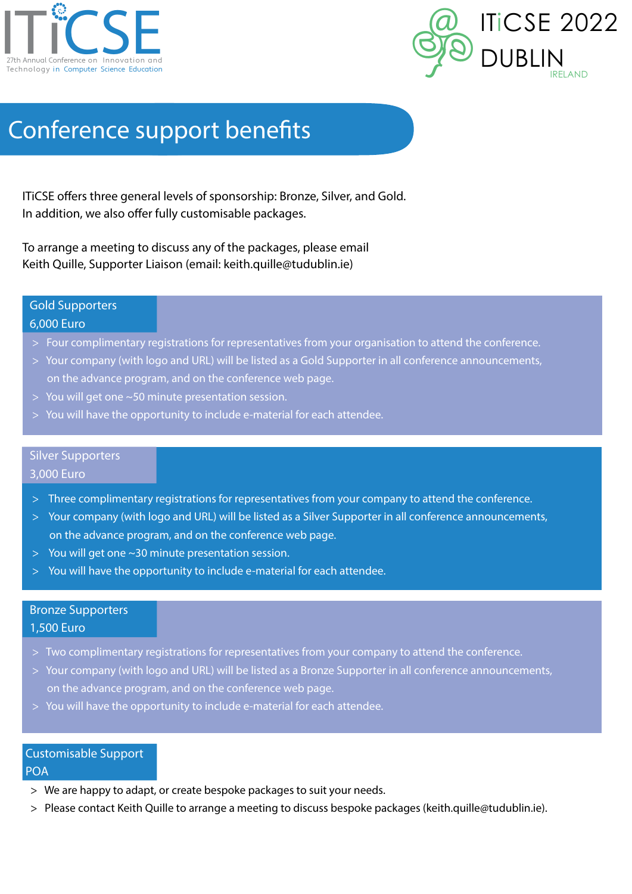# Conference support benefits

ITiCSE offers three general levels of sponsorship: Bronze, Silver, and Gold.
In addition, we also offer fully customisable packages.

To arrange a meeting to discuss any of the packages, please email
Keith Quille, Supporter Liaison (email: keith.quille@tudublin.ie)

## Gold Supporters
### 6,000 Euro

- Four complimentary registrations for representatives from your organisation to attend the conference.
- Your company (with logo and URL) will be listed as a Gold Supporter in all conference announcements, on the advance program, and on the conference web page.
- You will get one ~50 minute presentation session.
- You will have the opportunity to include e-material for each attendee.

## Silver Supporters
### 3,000 Euro

- Three complimentary registrations for representatives from your company to attend the conference.
- Your company (with logo and URL) will be listed as a Silver Supporter in all conference announcements, on the advance program, and on the conference web page.
- You will get one ~30 minute presentation session.
- You will have the opportunity to include e-material for each attendee.

## Bronze Supporters
### 1,500 Euro

- Two complimentary registrations for representatives from your company to attend the conference.
- Your company (with logo and URL) will be listed as a Bronze Supporter in all conference announcements, on the advance program, and on the conference web page.
- You will have the opportunity to include e-material for each attendee.

## Customisable Support
### POA

- We are happy to adapt, or create bespoke packages to suit your needs.
- Please contact Keith Quille to arrange a meeting to discuss bespoke packages (keith.quille@tudublin.ie).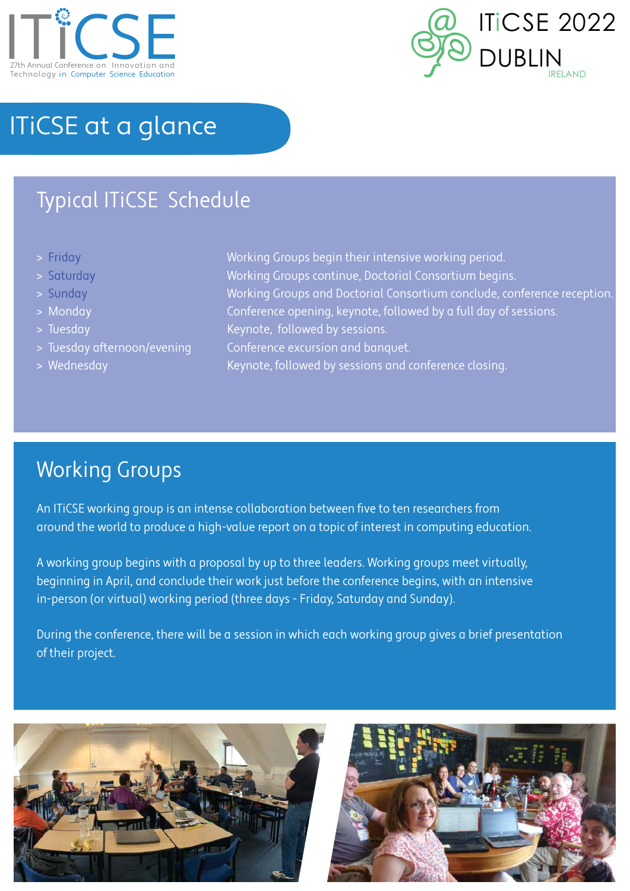# ITiCSE at a glance

## Typical ITiCSE Schedule

| | |
|---|---|
| > Friday | Working Groups begin their intensive working period. |
| > Saturday | Working Groups continue, Doctorial Consortium begins. |
| > Sunday | Working Groups and Doctorial Consortium conclude, conference reception. |
| > Monday | Conference opening, keynote, followed by a full day of sessions. |
| > Tuesday | Keynote, followed by sessions. |
| > Tuesday afternoon/evening | Conference excursion and banquet. |
| > Wednesday | Keynote, followed by sessions and conference closing. |

## Working Groups

An ITiCSE working group is an intense collaboration between five to ten researchers from around the world to produce a high-value report on a topic of interest in computing education.

A working group begins with a proposal by up to three leaders. Working groups meet virtually, beginning in April, and conclude their work just before the conference begins, with an intensive in-person (or virtual) working period (three days - Friday, Saturday and Sunday).

During the conference, there will be a session in which each working group gives a brief presentation of their project.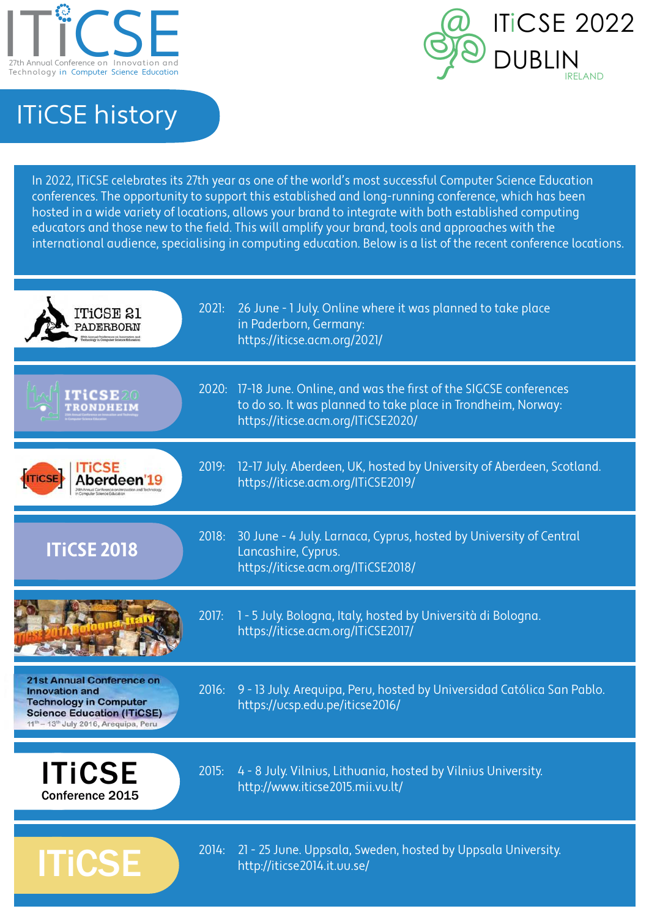# ITiCSE history

In 2022, ITiCSE celebrates its 27th year as one of the world's most successful Computer Science Education conferences. The opportunity to support this established and long-running conference, which has been hosted in a wide variety of locations, allows your brand to integrate with both established computing educators and those new to the field. This will amplify your brand, tools and approaches with the international audience, specialising in computing education. Below is a list of the recent conference locations.

**2021:** 26 June - 1 July. Online where it was planned to take place in Paderborn, Germany:
https://iticse.acm.org/2021/

**2020:** 17-18 June. Online, and was the first of the SIGCSE conferences to do so. It was planned to take place in Trondheim, Norway:
https://iticse.acm.org/ITiCSE2020/

**2019:** 12-17 July. Aberdeen, UK, hosted by University of Aberdeen, Scotland.
https://iticse.acm.org/ITiCSE2019/

**2018:** 30 June - 4 July. Larnaca, Cyprus, hosted by University of Central Lancashire, Cyprus.
https://iticse.acm.org/ITiCSE2018/

**2017:** 1 - 5 July. Bologna, Italy, hosted by Università di Bologna.
https://iticse.acm.org/ITiCSE2017/

**2016:** 9 - 13 July. Arequipa, Peru, hosted by Universidad Católica San Pablo.
https://ucsp.edu.pe/iticse2016/

**2015:** 4 - 8 July. Vilnius, Lithuania, hosted by Vilnius University.
http://www.iticse2015.mii.vu.lt/

**2014:** 21 - 25 June. Uppsala, Sweden, hosted by Uppsala University.
http://iticse2014.it.uu.se/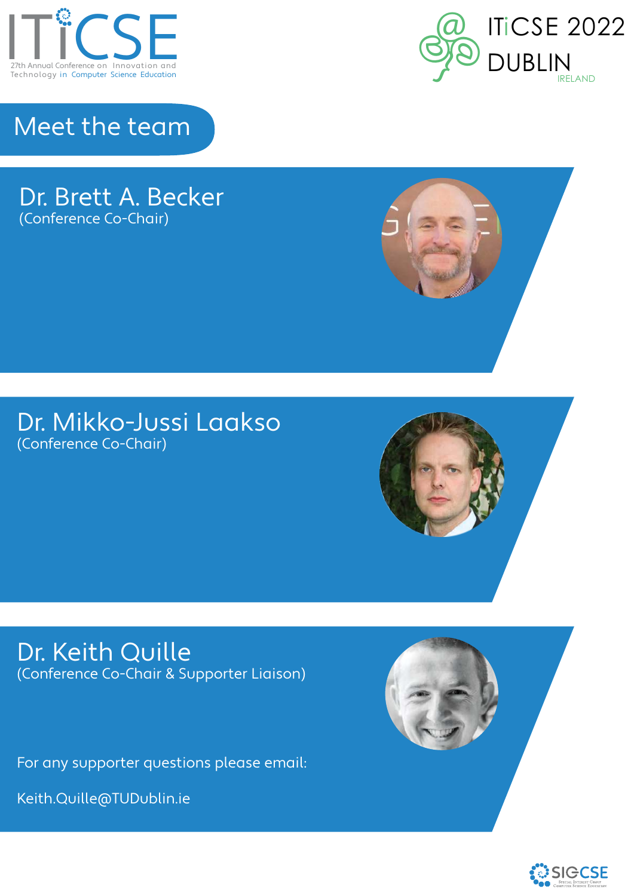ITiCSE

27th Annual Conference on Innovation and Technology in Computer Science Education

ITiCSE 2022 DUBLIN IRELAND

# Meet the team

## Dr. Brett A. Becker
(Conference Co-Chair)

## Dr. Mikko-Jussi Laakso
(Conference Co-Chair)

## Dr. Keith Quille
(Conference Co-Chair & Supporter Liaison)

For any supporter questions please email:

Keith.Quille@TUDublin.ie

SIGCSE

Special Interest Group Computer Science Education